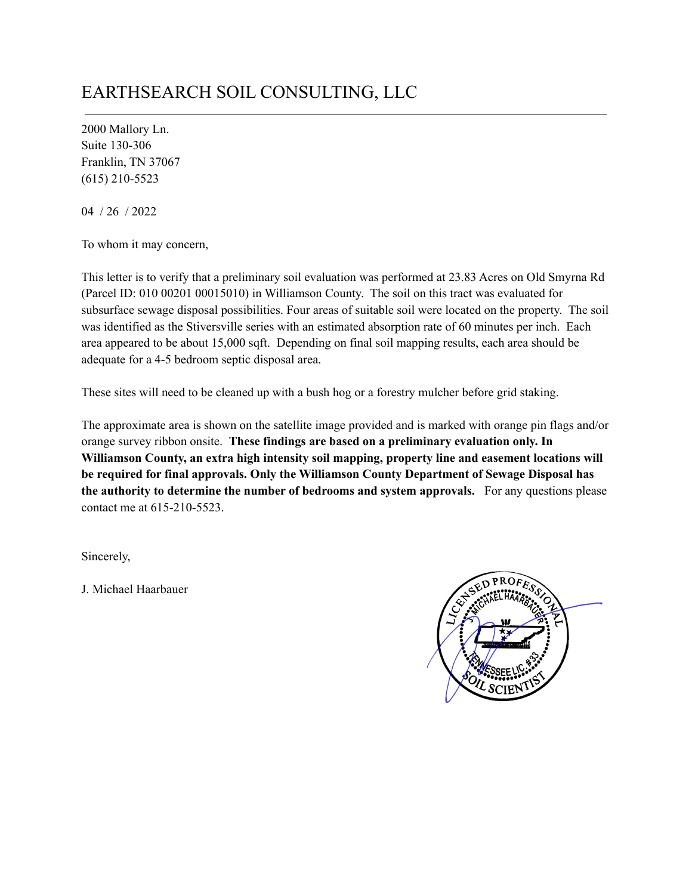# EARTHSEARCH SOIL CONSULTING, LLC

2000 Mallory Ln.
Suite 130-306
Franklin, TN 37067
(615) 210-5523

04 / 26 / 2022

To whom it may concern,

This letter is to verify that a preliminary soil evaluation was performed at 23.83 Acres on Old Smyrna Rd (Parcel ID: 010 00201 00015010) in Williamson County. The soil on this tract was evaluated for subsurface sewage disposal possibilities. Four areas of suitable soil were located on the property. The soil was identified as the Stiversville series with an estimated absorption rate of 60 minutes per inch. Each area appeared to be about 15,000 sqft. Depending on final soil mapping results, each area should be adequate for a 4-5 bedroom septic disposal area.

These sites will need to be cleaned up with a bush hog or a forestry mulcher before grid staking.

The approximate area is shown on the satellite image provided and is marked with orange pin flags and/or orange survey ribbon onsite. **These findings are based on a preliminary evaluation only. In Williamson County, an extra high intensity soil mapping, property line and easement locations will be required for final approvals. Only the Williamson County Department of Sewage Disposal has the authority to determine the number of bedrooms and system approvals.** For any questions please contact me at 615-210-5523.

Sincerely,

J. Michael Haarbauer

LICENSED PROFESSIONAL SOIL SCIENTIST — J. MICHAEL HAARBAUER — TENNESSEE LIC. #33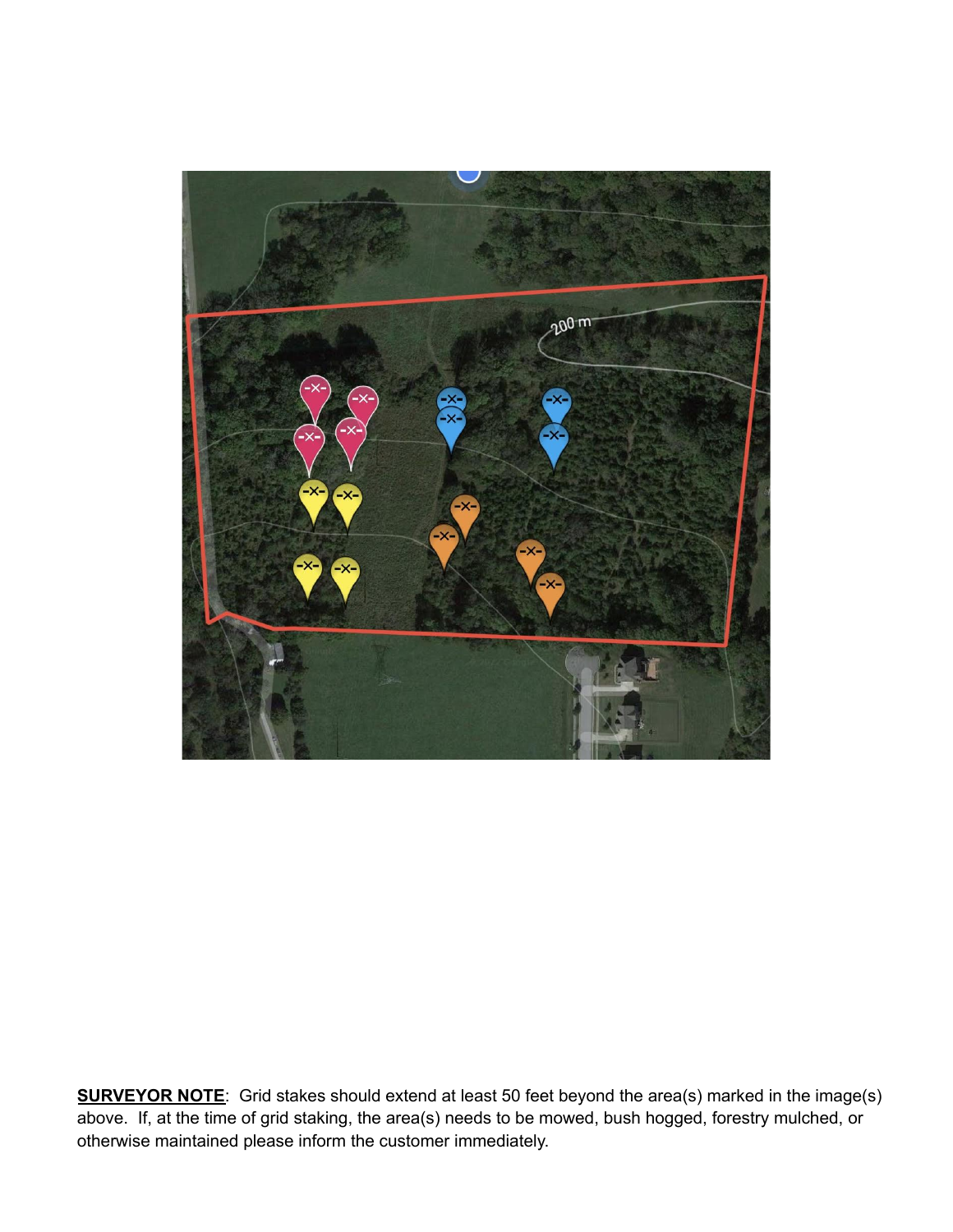**SURVEYOR NOTE**: Grid stakes should extend at least 50 feet beyond the area(s) marked in the image(s) above. If, at the time of grid staking, the area(s) needs to be mowed, bush hogged, forestry mulched, or otherwise maintained please inform the customer immediately.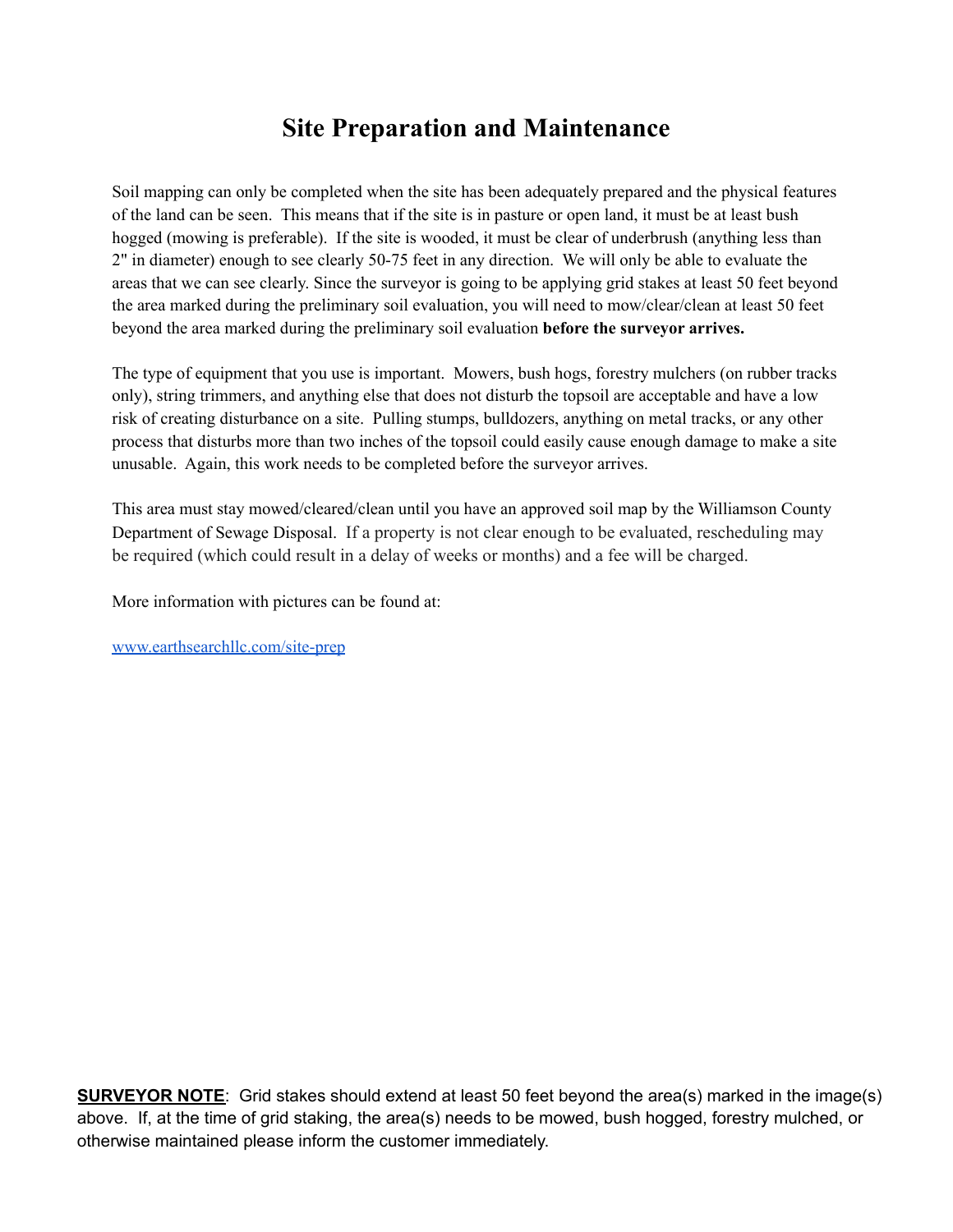# Site Preparation and Maintenance

Soil mapping can only be completed when the site has been adequately prepared and the physical features of the land can be seen. This means that if the site is in pasture or open land, it must be at least bush hogged (mowing is preferable). If the site is wooded, it must be clear of underbrush (anything less than 2" in diameter) enough to see clearly 50-75 feet in any direction. We will only be able to evaluate the areas that we can see clearly. Since the surveyor is going to be applying grid stakes at least 50 feet beyond the area marked during the preliminary soil evaluation, you will need to mow/clear/clean at least 50 feet beyond the area marked during the preliminary soil evaluation **before the surveyor arrives.**

The type of equipment that you use is important. Mowers, bush hogs, forestry mulchers (on rubber tracks only), string trimmers, and anything else that does not disturb the topsoil are acceptable and have a low risk of creating disturbance on a site. Pulling stumps, bulldozers, anything on metal tracks, or any other process that disturbs more than two inches of the topsoil could easily cause enough damage to make a site unusable. Again, this work needs to be completed before the surveyor arrives.

This area must stay mowed/cleared/clean until you have an approved soil map by the Williamson County Department of Sewage Disposal. If a property is not clear enough to be evaluated, rescheduling may be required (which could result in a delay of weeks or months) and a fee will be charged.

More information with pictures can be found at:

[www.earthsearchllc.com/site-prep](http://www.earthsearchllc.com/site-prep)

**SURVEYOR NOTE**: Grid stakes should extend at least 50 feet beyond the area(s) marked in the image(s) above. If, at the time of grid staking, the area(s) needs to be mowed, bush hogged, forestry mulched, or otherwise maintained please inform the customer immediately.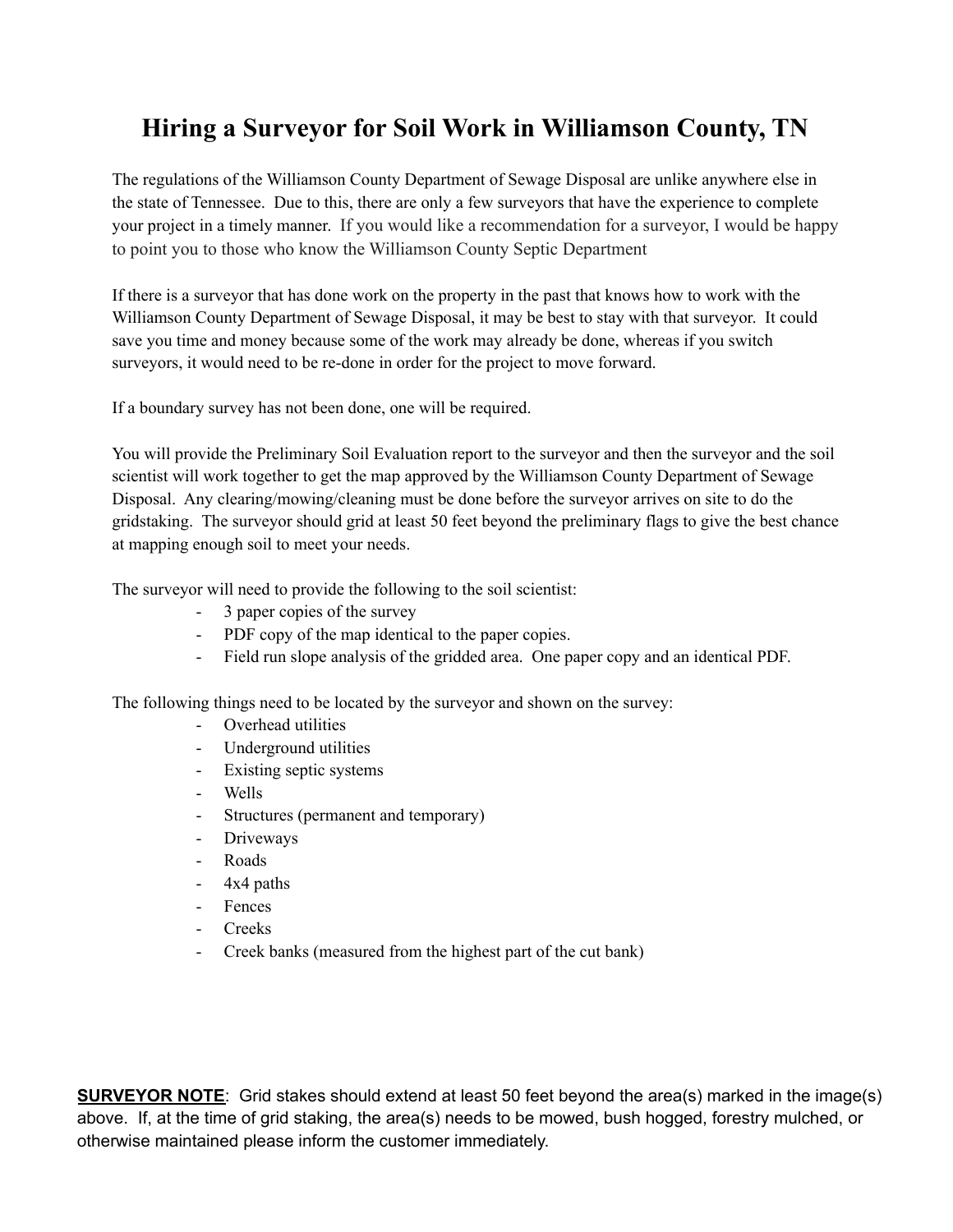# Hiring a Surveyor for Soil Work in Williamson County, TN

The regulations of the Williamson County Department of Sewage Disposal are unlike anywhere else in the state of Tennessee. Due to this, there are only a few surveyors that have the experience to complete your project in a timely manner. If you would like a recommendation for a surveyor, I would be happy to point you to those who know the Williamson County Septic Department

If there is a surveyor that has done work on the property in the past that knows how to work with the Williamson County Department of Sewage Disposal, it may be best to stay with that surveyor. It could save you time and money because some of the work may already be done, whereas if you switch surveyors, it would need to be re-done in order for the project to move forward.

If a boundary survey has not been done, one will be required.

You will provide the Preliminary Soil Evaluation report to the surveyor and then the surveyor and the soil scientist will work together to get the map approved by the Williamson County Department of Sewage Disposal. Any clearing/mowing/cleaning must be done before the surveyor arrives on site to do the gridstaking. The surveyor should grid at least 50 feet beyond the preliminary flags to give the best chance at mapping enough soil to meet your needs.

The surveyor will need to provide the following to the soil scientist:

- 3 paper copies of the survey
- PDF copy of the map identical to the paper copies.
- Field run slope analysis of the gridded area. One paper copy and an identical PDF.

The following things need to be located by the surveyor and shown on the survey:

- Overhead utilities
- Underground utilities
- Existing septic systems
- Wells
- Structures (permanent and temporary)
- Driveways
- Roads
- 4x4 paths
- Fences
- Creeks
- Creek banks (measured from the highest part of the cut bank)

**SURVEYOR NOTE**: Grid stakes should extend at least 50 feet beyond the area(s) marked in the image(s) above. If, at the time of grid staking, the area(s) needs to be mowed, bush hogged, forestry mulched, or otherwise maintained please inform the customer immediately.